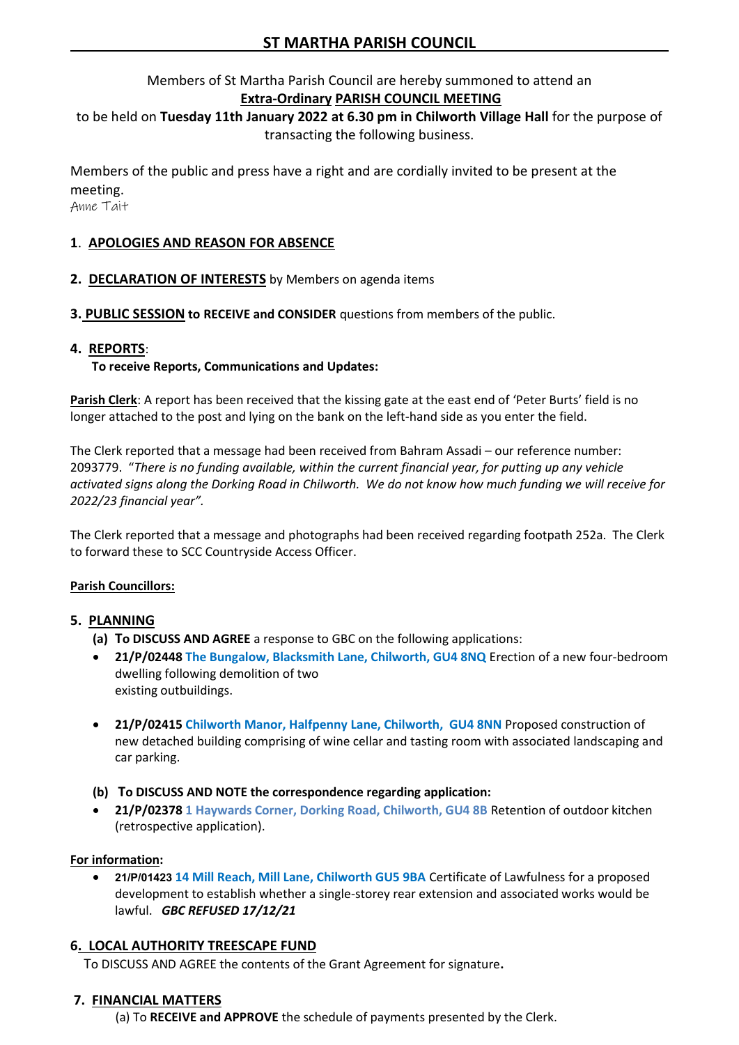# ST MARTHA PARISH COUNCIL

Members of St Martha Parish Council are hereby summoned to attend an
**Extra-Ordinary PARISH COUNCIL MEETING**
to be held on **Tuesday 11th January 2022 at 6.30 pm in Chilworth Village Hall** for the purpose of transacting the following business.

Members of the public and press have a right and are cordially invited to be present at the meeting.
Anne Tait

**1. APOLOGIES AND REASON FOR ABSENCE**

**2. DECLARATION OF INTERESTS** by Members on agenda items

**3. PUBLIC SESSION to RECEIVE and CONSIDER** questions from members of the public.

**4. REPORTS**:
**To receive Reports, Communications and Updates:**

**Parish Clerk**: A report has been received that the kissing gate at the east end of 'Peter Burts' field is no longer attached to the post and lying on the bank on the left-hand side as you enter the field.

The Clerk reported that a message had been received from Bahram Assadi – our reference number: 2093779. "*There is no funding available, within the current financial year, for putting up any vehicle activated signs along the Dorking Road in Chilworth. We do not know how much funding we will receive for 2022/23 financial year*".

The Clerk reported that a message and photographs had been received regarding footpath 252a. The Clerk to forward these to SCC Countryside Access Officer.

**Parish Councillors:**

**5. PLANNING**

**(a) To DISCUSS AND AGREE** a response to GBC on the following applications:

- **21/P/02448 The Bungalow, Blacksmith Lane, Chilworth, GU4 8NQ** Erection of a new four-bedroom dwelling following demolition of two existing outbuildings.
- **21/P/02415 Chilworth Manor, Halfpenny Lane, Chilworth, GU4 8NN** Proposed construction of new detached building comprising of wine cellar and tasting room with associated landscaping and car parking.

**(b) To DISCUSS AND NOTE the correspondence regarding application:**

- **21/P/02378 1 Haywards Corner, Dorking Road, Chilworth, GU4 8B** Retention of outdoor kitchen (retrospective application).

**For information:**

- **21/P/01423 14 Mill Reach, Mill Lane, Chilworth GU5 9BA** Certificate of Lawfulness for a proposed development to establish whether a single-storey rear extension and associated works would be lawful. ***GBC REFUSED 17/12/21***

**6. LOCAL AUTHORITY TREESCAPE FUND**

To DISCUSS AND AGREE the contents of the Grant Agreement for signature**.**

**7. FINANCIAL MATTERS**

(a) To **RECEIVE and APPROVE** the schedule of payments presented by the Clerk.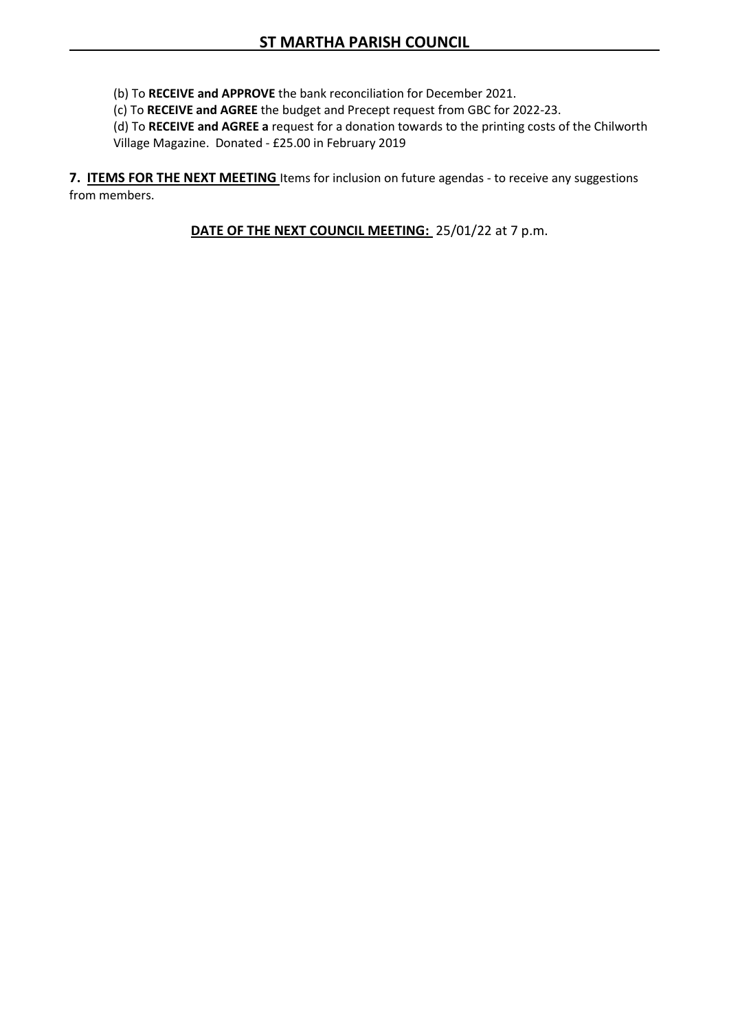(b) To **RECEIVE and APPROVE** the bank reconciliation for December 2021.

(c) To **RECEIVE and AGREE** the budget and Precept request from GBC for 2022-23.

(d) To **RECEIVE and AGREE a** request for a donation towards to the printing costs of the Chilworth Village Magazine. Donated - £25.00 in February 2019

**7. ITEMS FOR THE NEXT MEETING** Items for inclusion on future agendas - to receive any suggestions from members.

**DATE OF THE NEXT COUNCIL MEETING:** 25/01/22 at 7 p.m.